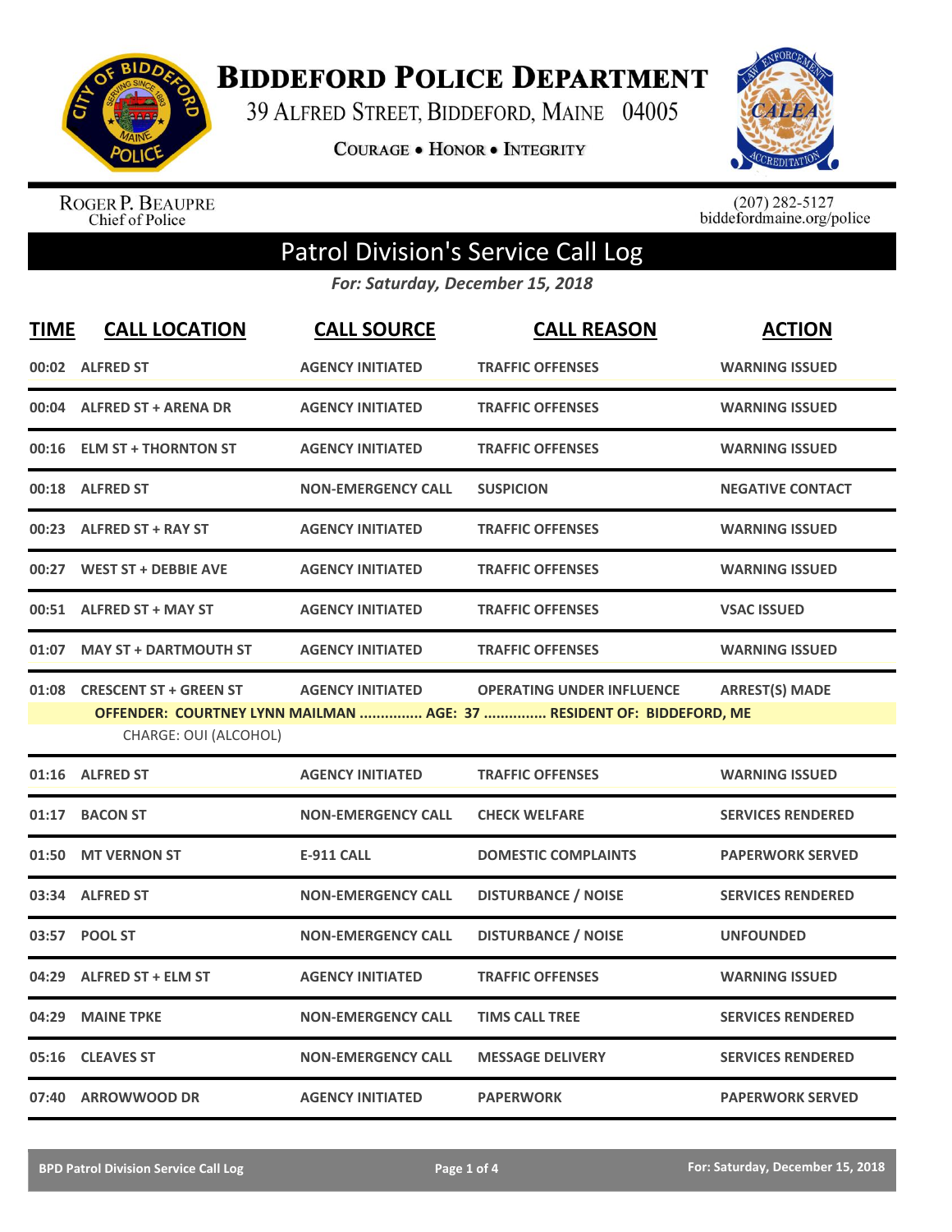# Biddeford Police Department

39 Alfred Street, Biddeford, Maine 04005

**Courage • Honor • Integrity**

Roger P. Beaupre
Chief of Police

(207) 282-5127
biddefordmaine.org/police

## Patrol Division's Service Call Log

*For: Saturday, December 15, 2018*

| TIME | CALL LOCATION | CALL SOURCE | CALL REASON | ACTION |
|---|---|---|---|---|
| 00:02 | ALFRED ST | AGENCY INITIATED | TRAFFIC OFFENSES | WARNING ISSUED |
| 00:04 | ALFRED ST + ARENA DR | AGENCY INITIATED | TRAFFIC OFFENSES | WARNING ISSUED |
| 00:16 | ELM ST + THORNTON ST | AGENCY INITIATED | TRAFFIC OFFENSES | WARNING ISSUED |
| 00:18 | ALFRED ST | NON-EMERGENCY CALL | SUSPICION | NEGATIVE CONTACT |
| 00:23 | ALFRED ST + RAY ST | AGENCY INITIATED | TRAFFIC OFFENSES | WARNING ISSUED |
| 00:27 | WEST ST + DEBBIE AVE | AGENCY INITIATED | TRAFFIC OFFENSES | WARNING ISSUED |
| 00:51 | ALFRED ST + MAY ST | AGENCY INITIATED | TRAFFIC OFFENSES | VSAC ISSUED |
| 01:07 | MAY ST + DARTMOUTH ST | AGENCY INITIATED | TRAFFIC OFFENSES | WARNING ISSUED |
| 01:08 | CRESCENT ST + GREEN ST | AGENCY INITIATED | OPERATING UNDER INFLUENCE | ARREST(S) MADE |
| | OFFENDER: COURTNEY LYNN MAILMAN ............... AGE: 37 ............... RESIDENT OF: BIDDEFORD, ME | | | |
| | CHARGE: OUI (ALCOHOL) | | | |
| 01:16 | ALFRED ST | AGENCY INITIATED | TRAFFIC OFFENSES | WARNING ISSUED |
| 01:17 | BACON ST | NON-EMERGENCY CALL | CHECK WELFARE | SERVICES RENDERED |
| 01:50 | MT VERNON ST | E-911 CALL | DOMESTIC COMPLAINTS | PAPERWORK SERVED |
| 03:34 | ALFRED ST | NON-EMERGENCY CALL | DISTURBANCE / NOISE | SERVICES RENDERED |
| 03:57 | POOL ST | NON-EMERGENCY CALL | DISTURBANCE / NOISE | UNFOUNDED |
| 04:29 | ALFRED ST + ELM ST | AGENCY INITIATED | TRAFFIC OFFENSES | WARNING ISSUED |
| 04:29 | MAINE TPKE | NON-EMERGENCY CALL | TIMS CALL TREE | SERVICES RENDERED |
| 05:16 | CLEAVES ST | NON-EMERGENCY CALL | MESSAGE DELIVERY | SERVICES RENDERED |
| 07:40 | ARROWWOOD DR | AGENCY INITIATED | PAPERWORK | PAPERWORK SERVED |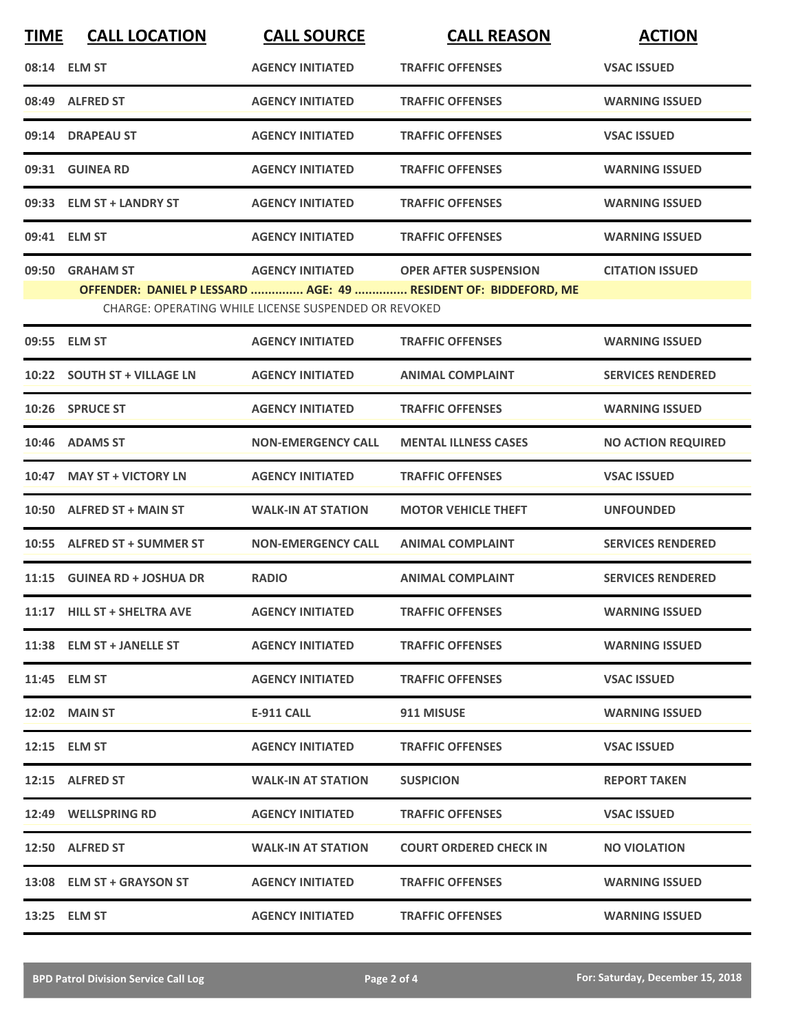| TIME | CALL LOCATION | CALL SOURCE | CALL REASON | ACTION |
|---|---|---|---|---|
| 08:14 | ELM ST | AGENCY INITIATED | TRAFFIC OFFENSES | VSAC ISSUED |
| 08:49 | ALFRED ST | AGENCY INITIATED | TRAFFIC OFFENSES | WARNING ISSUED |
| 09:14 | DRAPEAU ST | AGENCY INITIATED | TRAFFIC OFFENSES | VSAC ISSUED |
| 09:31 | GUINEA RD | AGENCY INITIATED | TRAFFIC OFFENSES | WARNING ISSUED |
| 09:33 | ELM ST + LANDRY ST | AGENCY INITIATED | TRAFFIC OFFENSES | WARNING ISSUED |
| 09:41 | ELM ST | AGENCY INITIATED | TRAFFIC OFFENSES | WARNING ISSUED |
| 09:50 | GRAHAM ST | AGENCY INITIATED | OPER AFTER SUSPENSION | CITATION ISSUED |
| | OFFENDER: DANIEL P LESSARD ............... AGE: 49 ............... RESIDENT OF: BIDDEFORD, ME | | | |
| | CHARGE: OPERATING WHILE LICENSE SUSPENDED OR REVOKED | | | |
| 09:55 | ELM ST | AGENCY INITIATED | TRAFFIC OFFENSES | WARNING ISSUED |
| 10:22 | SOUTH ST + VILLAGE LN | AGENCY INITIATED | ANIMAL COMPLAINT | SERVICES RENDERED |
| 10:26 | SPRUCE ST | AGENCY INITIATED | TRAFFIC OFFENSES | WARNING ISSUED |
| 10:46 | ADAMS ST | NON-EMERGENCY CALL | MENTAL ILLNESS CASES | NO ACTION REQUIRED |
| 10:47 | MAY ST + VICTORY LN | AGENCY INITIATED | TRAFFIC OFFENSES | VSAC ISSUED |
| 10:50 | ALFRED ST + MAIN ST | WALK-IN AT STATION | MOTOR VEHICLE THEFT | UNFOUNDED |
| 10:55 | ALFRED ST + SUMMER ST | NON-EMERGENCY CALL | ANIMAL COMPLAINT | SERVICES RENDERED |
| 11:15 | GUINEA RD + JOSHUA DR | RADIO | ANIMAL COMPLAINT | SERVICES RENDERED |
| 11:17 | HILL ST + SHELTRA AVE | AGENCY INITIATED | TRAFFIC OFFENSES | WARNING ISSUED |
| 11:38 | ELM ST + JANELLE ST | AGENCY INITIATED | TRAFFIC OFFENSES | WARNING ISSUED |
| 11:45 | ELM ST | AGENCY INITIATED | TRAFFIC OFFENSES | VSAC ISSUED |
| 12:02 | MAIN ST | E-911 CALL | 911 MISUSE | WARNING ISSUED |
| 12:15 | ELM ST | AGENCY INITIATED | TRAFFIC OFFENSES | VSAC ISSUED |
| 12:15 | ALFRED ST | WALK-IN AT STATION | SUSPICION | REPORT TAKEN |
| 12:49 | WELLSPRING RD | AGENCY INITIATED | TRAFFIC OFFENSES | VSAC ISSUED |
| 12:50 | ALFRED ST | WALK-IN AT STATION | COURT ORDERED CHECK IN | NO VIOLATION |
| 13:08 | ELM ST + GRAYSON ST | AGENCY INITIATED | TRAFFIC OFFENSES | WARNING ISSUED |
| 13:25 | ELM ST | AGENCY INITIATED | TRAFFIC OFFENSES | WARNING ISSUED |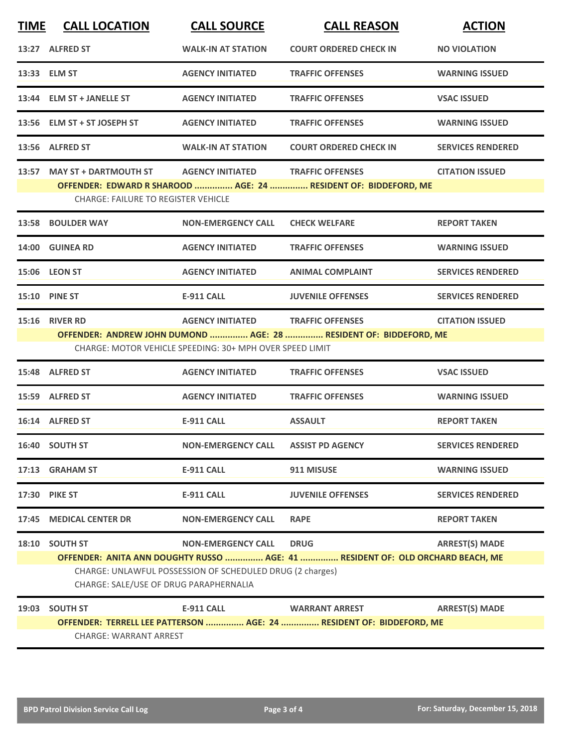| TIME | CALL LOCATION | CALL SOURCE | CALL REASON | ACTION |
|---|---|---|---|---|
| 13:27 | ALFRED ST | WALK-IN AT STATION | COURT ORDERED CHECK IN | NO VIOLATION |
| 13:33 | ELM ST | AGENCY INITIATED | TRAFFIC OFFENSES | WARNING ISSUED |
| 13:44 | ELM ST + JANELLE ST | AGENCY INITIATED | TRAFFIC OFFENSES | VSAC ISSUED |
| 13:56 | ELM ST + ST JOSEPH ST | AGENCY INITIATED | TRAFFIC OFFENSES | WARNING ISSUED |
| 13:56 | ALFRED ST | WALK-IN AT STATION | COURT ORDERED CHECK IN | SERVICES RENDERED |
| 13:57 | MAY ST + DARTMOUTH ST | AGENCY INITIATED | TRAFFIC OFFENSES | CITATION ISSUED |
| | **OFFENDER: EDWARD R SHAROOD ............... AGE: 24 ............... RESIDENT OF: BIDDEFORD, ME** | | | |
| | CHARGE: FAILURE TO REGISTER VEHICLE | | | |
| 13:58 | BOULDER WAY | NON-EMERGENCY CALL | CHECK WELFARE | REPORT TAKEN |
| 14:00 | GUINEA RD | AGENCY INITIATED | TRAFFIC OFFENSES | WARNING ISSUED |
| 15:06 | LEON ST | AGENCY INITIATED | ANIMAL COMPLAINT | SERVICES RENDERED |
| 15:10 | PINE ST | E-911 CALL | JUVENILE OFFENSES | SERVICES RENDERED |
| 15:16 | RIVER RD | AGENCY INITIATED | TRAFFIC OFFENSES | CITATION ISSUED |
| | **OFFENDER: ANDREW JOHN DUMOND ............... AGE: 28 ............... RESIDENT OF: BIDDEFORD, ME** | | | |
| | CHARGE: MOTOR VEHICLE SPEEDING: 30+ MPH OVER SPEED LIMIT | | | |
| 15:48 | ALFRED ST | AGENCY INITIATED | TRAFFIC OFFENSES | VSAC ISSUED |
| 15:59 | ALFRED ST | AGENCY INITIATED | TRAFFIC OFFENSES | WARNING ISSUED |
| 16:14 | ALFRED ST | E-911 CALL | ASSAULT | REPORT TAKEN |
| 16:40 | SOUTH ST | NON-EMERGENCY CALL | ASSIST PD AGENCY | SERVICES RENDERED |
| 17:13 | GRAHAM ST | E-911 CALL | 911 MISUSE | WARNING ISSUED |
| 17:30 | PIKE ST | E-911 CALL | JUVENILE OFFENSES | SERVICES RENDERED |
| 17:45 | MEDICAL CENTER DR | NON-EMERGENCY CALL | RAPE | REPORT TAKEN |
| 18:10 | SOUTH ST | NON-EMERGENCY CALL | DRUG | ARREST(S) MADE |
| | **OFFENDER: ANITA ANN DOUGHTY RUSSO ............... AGE: 41 ............... RESIDENT OF: OLD ORCHARD BEACH, ME** | | | |
| | CHARGE: UNLAWFUL POSSESSION OF SCHEDULED DRUG (2 charges) | | | |
| | CHARGE: SALE/USE OF DRUG PARAPHERNALIA | | | |
| 19:03 | SOUTH ST | E-911 CALL | WARRANT ARREST | ARREST(S) MADE |
| | **OFFENDER: TERRELL LEE PATTERSON ............... AGE: 24 ............... RESIDENT OF: BIDDEFORD, ME** | | | |
| | CHARGE: WARRANT ARREST | | | |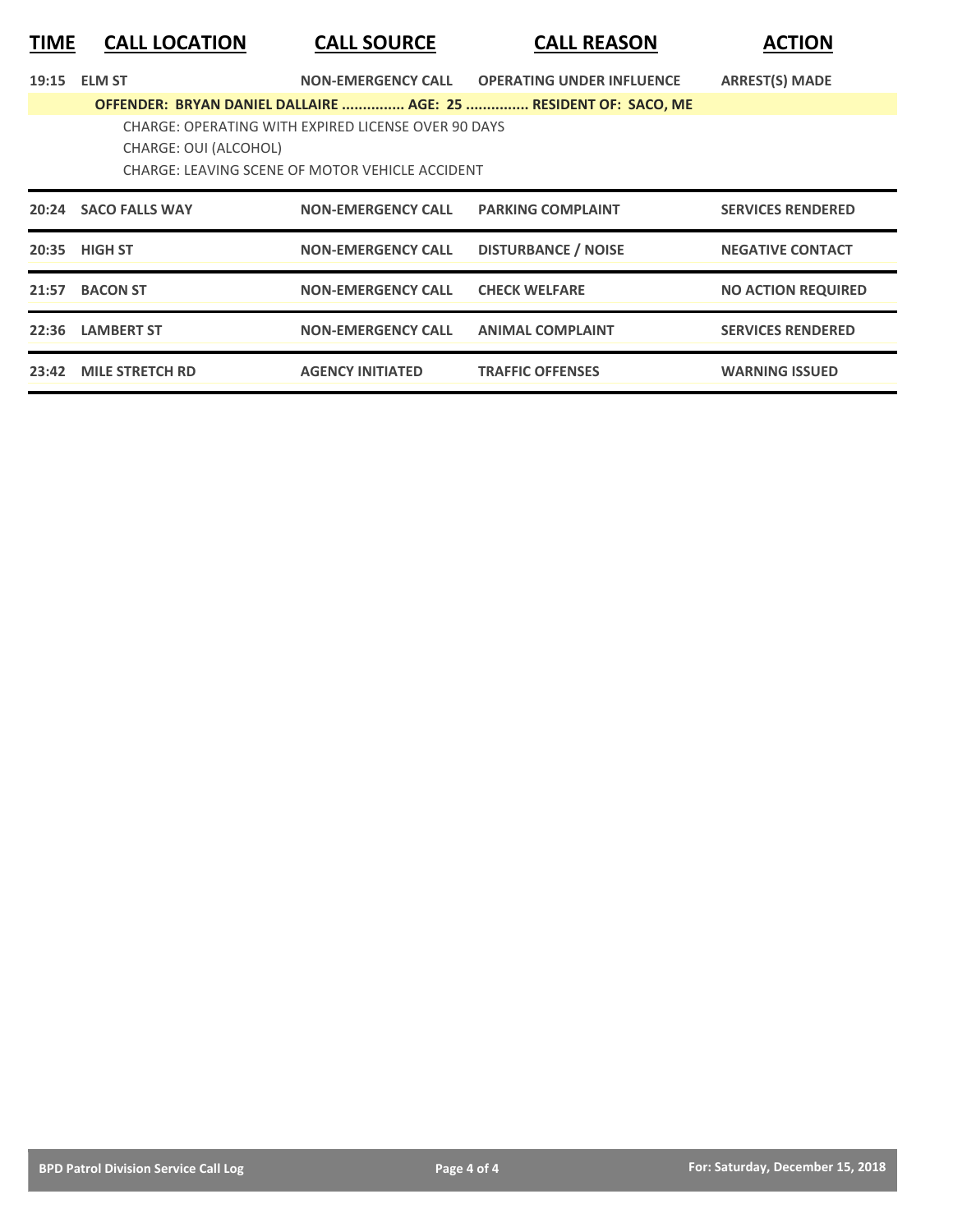| TIME | CALL LOCATION | CALL SOURCE | CALL REASON | ACTION |
|---|---|---|---|---|
| 19:15 | ELM ST | NON-EMERGENCY CALL | OPERATING UNDER INFLUENCE | ARREST(S) MADE |
| | OFFENDER: BRYAN DANIEL DALLAIRE ............... AGE: 25 ............... RESIDENT OF: SACO, ME | | | |
| | CHARGE: OPERATING WITH EXPIRED LICENSE OVER 90 DAYS | | | |
| | CHARGE: OUI (ALCOHOL) | | | |
| | CHARGE: LEAVING SCENE OF MOTOR VEHICLE ACCIDENT | | | |
| 20:24 | SACO FALLS WAY | NON-EMERGENCY CALL | PARKING COMPLAINT | SERVICES RENDERED |
| 20:35 | HIGH ST | NON-EMERGENCY CALL | DISTURBANCE / NOISE | NEGATIVE CONTACT |
| 21:57 | BACON ST | NON-EMERGENCY CALL | CHECK WELFARE | NO ACTION REQUIRED |
| 22:36 | LAMBERT ST | NON-EMERGENCY CALL | ANIMAL COMPLAINT | SERVICES RENDERED |
| 23:42 | MILE STRETCH RD | AGENCY INITIATED | TRAFFIC OFFENSES | WARNING ISSUED |